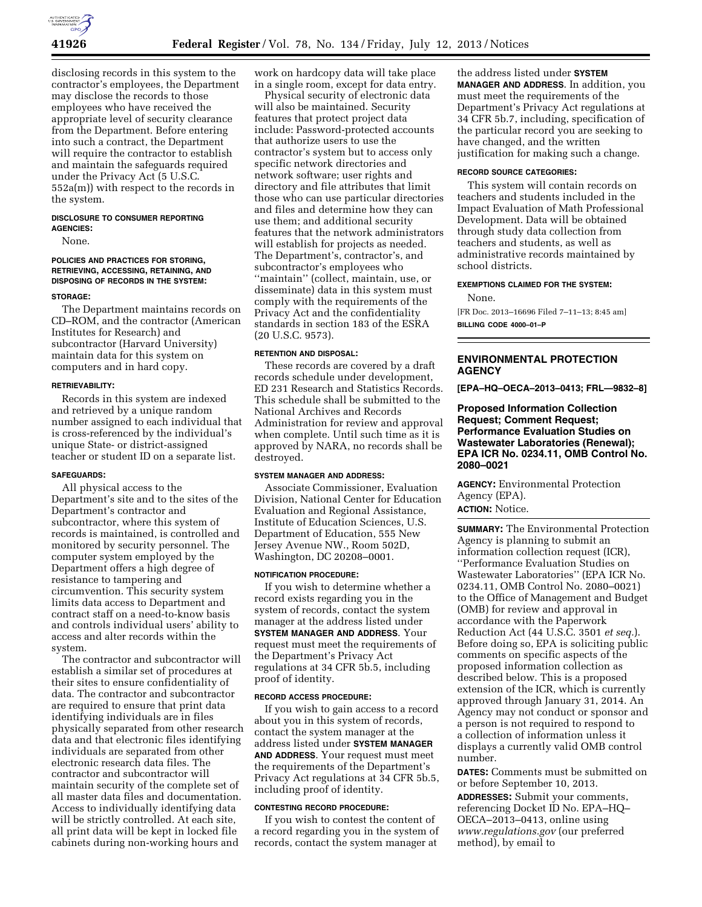disclosing records in this system to the contractor's employees, the Department may disclose the records to those employees who have received the appropriate level of security clearance from the Department. Before entering into such a contract, the Department will require the contractor to establish and maintain the safeguards required under the Privacy Act (5 U.S.C. 552a(m)) with respect to the records in the system.

**DISCLOSURE TO CONSUMER REPORTING AGENCIES:**

None.

**POLICIES AND PRACTICES FOR STORING, RETRIEVING, ACCESSING, RETAINING, AND DISPOSING OF RECORDS IN THE SYSTEM:**

**STORAGE:**

The Department maintains records on CD–ROM, and the contractor (American Institutes for Research) and subcontractor (Harvard University) maintain data for this system on computers and in hard copy.

**RETRIEVABILITY:**

Records in this system are indexed and retrieved by a unique random number assigned to each individual that is cross-referenced by the individual's unique State- or district-assigned teacher or student ID on a separate list.

**SAFEGUARDS:**

All physical access to the Department's site and to the sites of the Department's contractor and subcontractor, where this system of records is maintained, is controlled and monitored by security personnel. The computer system employed by the Department offers a high degree of resistance to tampering and circumvention. This security system limits data access to Department and contract staff on a need-to-know basis and controls individual users' ability to access and alter records within the system.

The contractor and subcontractor will establish a similar set of procedures at their sites to ensure confidentiality of data. The contractor and subcontractor are required to ensure that print data identifying individuals are in files physically separated from other research data and that electronic files identifying individuals are separated from other electronic research data files. The contractor and subcontractor will maintain security of the complete set of all master data files and documentation. Access to individually identifying data will be strictly controlled. At each site, all print data will be kept in locked file cabinets during non-working hours and work on hardcopy data will take place in a single room, except for data entry.

Physical security of electronic data will also be maintained. Security features that protect project data include: Password-protected accounts that authorize users to use the contractor's system but to access only specific network directories and network software; user rights and directory and file attributes that limit those who can use particular directories and files and determine how they can use them; and additional security features that the network administrators will establish for projects as needed. The Department's, contractor's, and subcontractor's employees who "maintain" (collect, maintain, use, or disseminate) data in this system must comply with the requirements of the Privacy Act and the confidentiality standards in section 183 of the ESRA (20 U.S.C. 9573).

**RETENTION AND DISPOSAL:**

These records are covered by a draft records schedule under development, ED 231 Research and Statistics Records. This schedule shall be submitted to the National Archives and Records Administration for review and approval when complete. Until such time as it is approved by NARA, no records shall be destroyed.

**SYSTEM MANAGER AND ADDRESS:**

Associate Commissioner, Evaluation Division, National Center for Education Evaluation and Regional Assistance, Institute of Education Sciences, U.S. Department of Education, 555 New Jersey Avenue NW., Room 502D, Washington, DC 20208–0001.

**NOTIFICATION PROCEDURE:**

If you wish to determine whether a record exists regarding you in the system of records, contact the system manager at the address listed under **SYSTEM MANAGER AND ADDRESS**. Your request must meet the requirements of the Department's Privacy Act regulations at 34 CFR 5b.5, including proof of identity.

**RECORD ACCESS PROCEDURE:**

If you wish to gain access to a record about you in this system of records, contact the system manager at the address listed under **SYSTEM MANAGER AND ADDRESS**. Your request must meet the requirements of the Department's Privacy Act regulations at 34 CFR 5b.5, including proof of identity.

**CONTESTING RECORD PROCEDURE:**

If you wish to contest the content of a record regarding you in the system of records, contact the system manager at the address listed under **SYSTEM MANAGER AND ADDRESS**. In addition, you must meet the requirements of the Department's Privacy Act regulations at 34 CFR 5b.7, including specification of the particular record you are seeking to have changed, and the written justification for making such a change.

**RECORD SOURCE CATEGORIES:**

This system will contain records on teachers and students included in the Impact Evaluation of Math Professional Development. Data will be obtained through study data collection from teachers and students, as well as administrative records maintained by school districts.

**EXEMPTIONS CLAIMED FOR THE SYSTEM:**

None.

[FR Doc. 2013–16696 Filed 7–11–13; 8:45 am]

**BILLING CODE 4000–01–P**

---

## ENVIRONMENTAL PROTECTION AGENCY

**[EPA–HQ–OECA–2013–0413; FRL—9832–8]**

### Proposed Information Collection Request; Comment Request; Performance Evaluation Studies on Wastewater Laboratories (Renewal); EPA ICR No. 0234.11, OMB Control No. 2080–0021

**AGENCY:** Environmental Protection Agency (EPA).

**ACTION:** Notice.

**SUMMARY:** The Environmental Protection Agency is planning to submit an information collection request (ICR), "Performance Evaluation Studies on Wastewater Laboratories" (EPA ICR No. 0234.11, OMB Control No. 2080–0021) to the Office of Management and Budget (OMB) for review and approval in accordance with the Paperwork Reduction Act (44 U.S.C. 3501 *et seq.*). Before doing so, EPA is soliciting public comments on specific aspects of the proposed information collection as described below. This is a proposed extension of the ICR, which is currently approved through January 31, 2014. An Agency may not conduct or sponsor and a person is not required to respond to a collection of information unless it displays a currently valid OMB control number.

**DATES:** Comments must be submitted on or before September 10, 2013.

**ADDRESSES:** Submit your comments, referencing Docket ID No. EPA–HQ–OECA–2013–0413, online using *www.regulations.gov* (our preferred method), by email to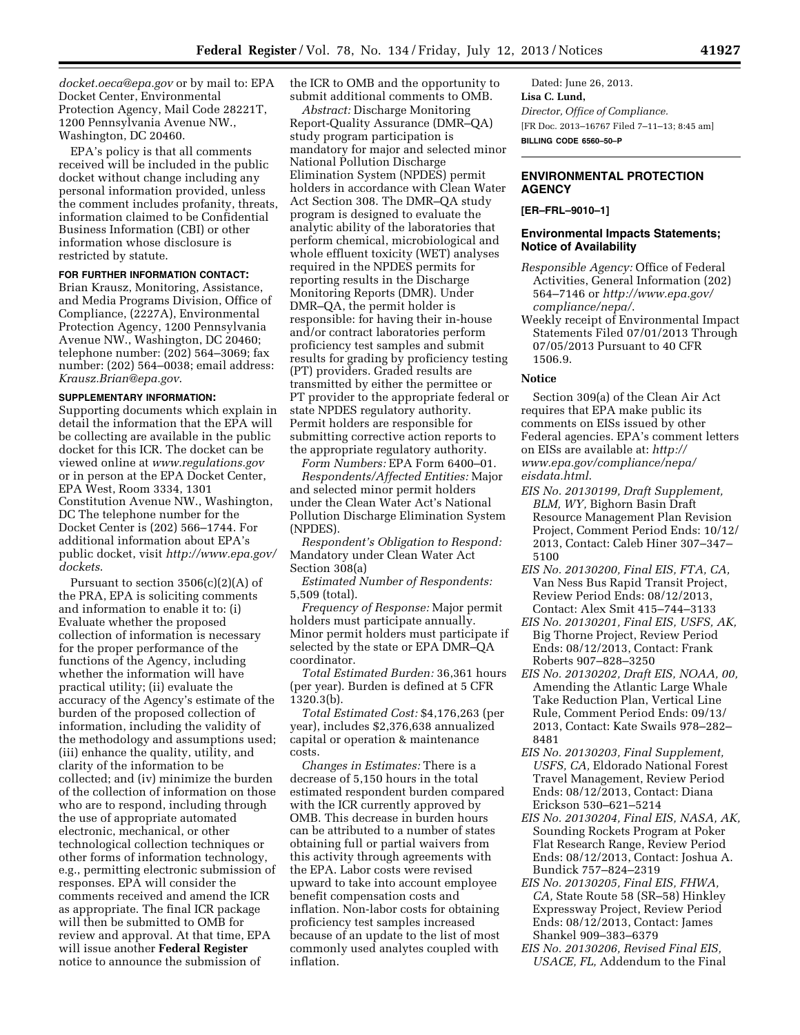*docket.oeca@epa.gov* or by mail to: EPA Docket Center, Environmental Protection Agency, Mail Code 28221T, 1200 Pennsylvania Avenue NW., Washington, DC 20460.

EPA's policy is that all comments received will be included in the public docket without change including any personal information provided, unless the comment includes profanity, threats, information claimed to be Confidential Business Information (CBI) or other information whose disclosure is restricted by statute.

**FOR FURTHER INFORMATION CONTACT:** Brian Krausz, Monitoring, Assistance, and Media Programs Division, Office of Compliance, (2227A), Environmental Protection Agency, 1200 Pennsylvania Avenue NW., Washington, DC 20460; telephone number: (202) 564–3069; fax number: (202) 564–0038; email address: *Krausz.Brian@epa.gov*.

**SUPPLEMENTARY INFORMATION:** Supporting documents which explain in detail the information that the EPA will be collecting are available in the public docket for this ICR. The docket can be viewed online at *www.regulations.gov* or in person at the EPA Docket Center, EPA West, Room 3334, 1301 Constitution Avenue NW., Washington, DC The telephone number for the Docket Center is (202) 566–1744. For additional information about EPA's public docket, visit *http://www.epa.gov/dockets*.

Pursuant to section 3506(c)(2)(A) of the PRA, EPA is soliciting comments and information to enable it to: (i) Evaluate whether the proposed collection of information is necessary for the proper performance of the functions of the Agency, including whether the information will have practical utility; (ii) evaluate the accuracy of the Agency's estimate of the burden of the proposed collection of information, including the validity of the methodology and assumptions used; (iii) enhance the quality, utility, and clarity of the information to be collected; and (iv) minimize the burden of the collection of information on those who are to respond, including through the use of appropriate automated electronic, mechanical, or other technological collection techniques or other forms of information technology, e.g., permitting electronic submission of responses. EPA will consider the comments received and amend the ICR as appropriate. The final ICR package will then be submitted to OMB for review and approval. At that time, EPA will issue another **Federal Register** notice to announce the submission of the ICR to OMB and the opportunity to submit additional comments to OMB.

*Abstract:* Discharge Monitoring Report-Quality Assurance (DMR–QA) study program participation is mandatory for major and selected minor National Pollution Discharge Elimination System (NPDES) permit holders in accordance with Clean Water Act Section 308. The DMR–QA study program is designed to evaluate the analytic ability of the laboratories that perform chemical, microbiological and whole effluent toxicity (WET) analyses required in the NPDES permits for reporting results in the Discharge Monitoring Reports (DMR). Under DMR–QA, the permit holder is responsible: for having their in-house and/or contract laboratories perform proficiency test samples and submit results for grading by proficiency testing (PT) providers. Graded results are transmitted by either the permittee or PT provider to the appropriate federal or state NPDES regulatory authority. Permit holders are responsible for submitting corrective action reports to the appropriate regulatory authority.

*Form Numbers:* EPA Form 6400–01.

*Respondents/Affected Entities:* Major and selected minor permit holders under the Clean Water Act's National Pollution Discharge Elimination System (NPDES).

*Respondent's Obligation to Respond:* Mandatory under Clean Water Act Section 308(a)

*Estimated Number of Respondents:* 5,509 (total).

*Frequency of Response:* Major permit holders must participate annually. Minor permit holders must participate if selected by the state or EPA DMR–QA coordinator.

*Total Estimated Burden:* 36,361 hours (per year). Burden is defined at 5 CFR 1320.3(b).

*Total Estimated Cost:* $4,176,263 (per year), includes $2,376,638 annualized capital or operation & maintenance costs.

*Changes in Estimates:* There is a decrease of 5,150 hours in the total estimated respondent burden compared with the ICR currently approved by OMB. This decrease in burden hours can be attributed to a number of states obtaining full or partial waivers from this activity through agreements with the EPA. Labor costs were revised upward to take into account employee benefit compensation costs and inflation. Non-labor costs for obtaining proficiency test samples increased because of an update to the list of most commonly used analytes coupled with inflation.

Dated: June 26, 2013.

**Lisa C. Lund,**

*Director, Office of Compliance.*

[FR Doc. 2013–16767 Filed 7–11–13; 8:45 am]

**BILLING CODE 6560–50–P**

---

## ENVIRONMENTAL PROTECTION AGENCY

**[ER–FRL–9010–1]**

### Environmental Impacts Statements; Notice of Availability

*Responsible Agency:* Office of Federal Activities, General Information (202) 564–7146 or *http://www.epa.gov/compliance/nepa/*.

Weekly receipt of Environmental Impact Statements Filed 07/01/2013 Through 07/05/2013 Pursuant to 40 CFR 1506.9.

#### Notice

Section 309(a) of the Clean Air Act requires that EPA make public its comments on EISs issued by other Federal agencies. EPA's comment letters on EISs are available at: *http://www.epa.gov/compliance/nepa/eisdata.html*.

*EIS No. 20130199, Draft Supplement, BLM, WY,* Bighorn Basin Draft Resource Management Plan Revision Project, Comment Period Ends: 10/12/2013, Contact: Caleb Hiner 307–347–5100

*EIS No. 20130200, Final EIS, FTA, CA,* Van Ness Bus Rapid Transit Project, Review Period Ends: 08/12/2013, Contact: Alex Smit 415–744–3133

*EIS No. 20130201, Final EIS, USFS, AK,* Big Thorne Project, Review Period Ends: 08/12/2013, Contact: Frank Roberts 907–828–3250

*EIS No. 20130202, Draft EIS, NOAA, 00,* Amending the Atlantic Large Whale Take Reduction Plan, Vertical Line Rule, Comment Period Ends: 09/13/2013, Contact: Kate Swails 978–282–8481

*EIS No. 20130203, Final Supplement, USFS, CA,* Eldorado National Forest Travel Management, Review Period Ends: 08/12/2013, Contact: Diana Erickson 530–621–5214

*EIS No. 20130204, Final EIS, NASA, AK,* Sounding Rockets Program at Poker Flat Research Range, Review Period Ends: 08/12/2013, Contact: Joshua A. Bundick 757–824–2319

*EIS No. 20130205, Final EIS, FHWA, CA,* State Route 58 (SR–58) Hinkley Expressway Project, Review Period Ends: 08/12/2013, Contact: James Shankel 909–383–6379

*EIS No. 20130206, Revised Final EIS, USACE, FL,* Addendum to the Final